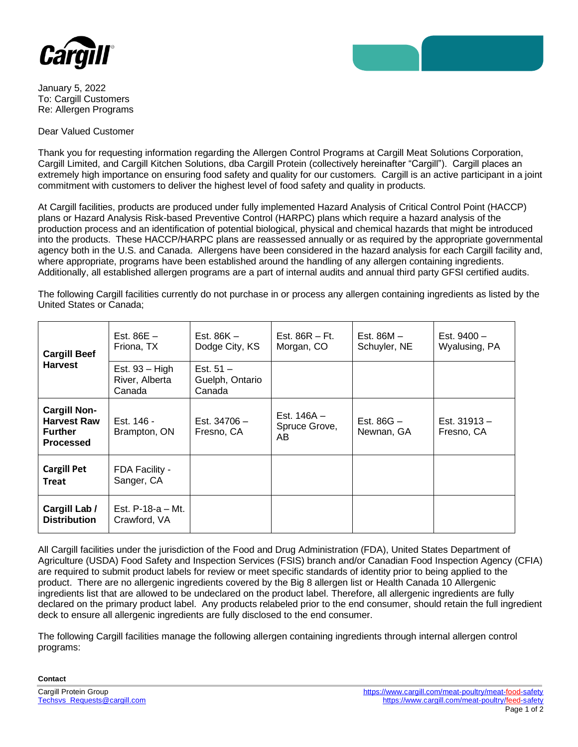January 5, 2022
To: Cargill Customers
Re: Allergen Programs

Dear Valued Customer

Thank you for requesting information regarding the Allergen Control Programs at Cargill Meat Solutions Corporation, Cargill Limited, and Cargill Kitchen Solutions, dba Cargill Protein (collectively hereinafter "Cargill"). Cargill places an extremely high importance on ensuring food safety and quality for our customers. Cargill is an active participant in a joint commitment with customers to deliver the highest level of food safety and quality in products.

At Cargill facilities, products are produced under fully implemented Hazard Analysis of Critical Control Point (HACCP) plans or Hazard Analysis Risk-based Preventive Control (HARPC) plans which require a hazard analysis of the production process and an identification of potential biological, physical and chemical hazards that might be introduced into the products. These HACCP/HARPC plans are reassessed annually or as required by the appropriate governmental agency both in the U.S. and Canada. Allergens have been considered in the hazard analysis for each Cargill facility and, where appropriate, programs have been established around the handling of any allergen containing ingredients. Additionally, all established allergen programs are a part of internal audits and annual third party GFSI certified audits.

The following Cargill facilities currently do not purchase in or process any allergen containing ingredients as listed by the United States or Canada;

| | | | | | |
|---|---|---|---|---|---|
| **Cargill Beef Harvest** | Est. 86E – Friona, TX | Est. 86K – Dodge City, KS | Est. 86R – Ft. Morgan, CO | Est. 86M – Schuyler, NE | Est. 9400 – Wyalusing, PA |
| | Est. 93 – High River, Alberta Canada | Est. 51 – Guelph, Ontario Canada | | | |
| **Cargill Non-Harvest Raw Further Processed** | Est. 146 - Brampton, ON | Est. 34706 – Fresno, CA | Est. 146A – Spruce Grove, AB | Est. 86G – Newnan, GA | Est. 31913 – Fresno, CA |
| **Cargill Pet Treat** | FDA Facility - Sanger, CA | | | | |
| **Cargill Lab / Distribution** | Est. P-18-a – Mt. Crawford, VA | | | | |

All Cargill facilities under the jurisdiction of the Food and Drug Administration (FDA), United States Department of Agriculture (USDA) Food Safety and Inspection Services (FSIS) branch and/or Canadian Food Inspection Agency (CFIA) are required to submit product labels for review or meet specific standards of identity prior to being applied to the product. There are no allergenic ingredients covered by the Big 8 allergen list or Health Canada 10 Allergenic ingredients list that are allowed to be undeclared on the product label. Therefore, all allergenic ingredients are fully declared on the primary product label. Any products relabeled prior to the end consumer, should retain the full ingredient deck to ensure all allergenic ingredients are fully disclosed to the end consumer.

The following Cargill facilities manage the following allergen containing ingredients through internal allergen control programs:

**Contact**

Cargill Protein Group
Techsvs_Requests@cargill.com

https://www.cargill.com/meat-poultry/meat-food-safety
https://www.cargill.com/meat-poultry/feed-safety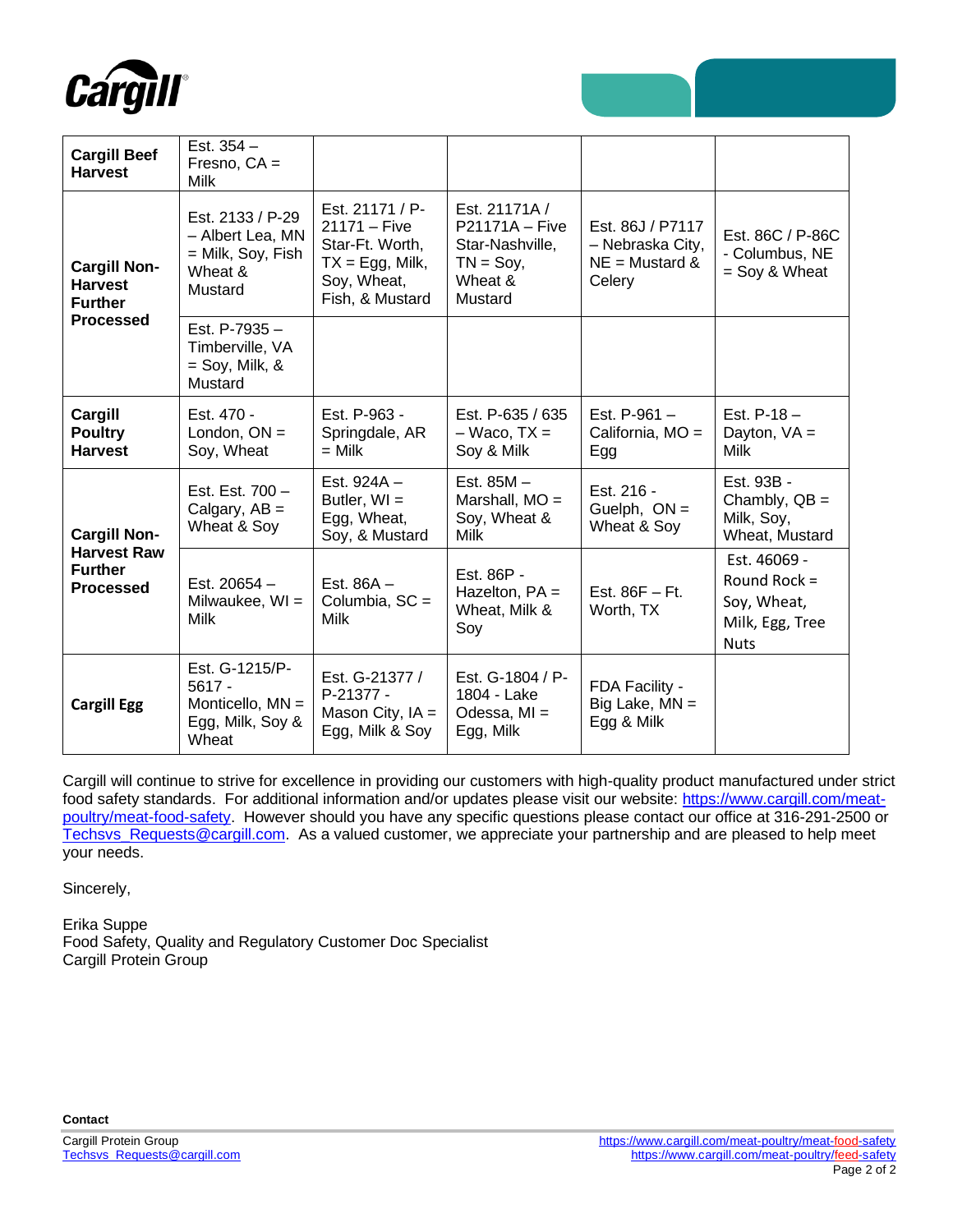| | | | | | |
|---|---|---|---|---|---|
| **Cargill Beef Harvest** | Est. 354 – Fresno, CA = Milk | | | | |
| **Cargill Non-Harvest Further Processed** | Est. 2133 / P-29 – Albert Lea, MN = Milk, Soy, Fish Wheat & Mustard | Est. 21171 / P-21171 – Five Star-Ft. Worth, TX = Egg, Milk, Soy, Wheat, Fish, & Mustard | Est. 21171A / P21171A – Five Star-Nashville, TN = Soy, Wheat & Mustard | Est. 86J / P7117 – Nebraska City, NE = Mustard & Celery | Est. 86C / P-86C - Columbus, NE = Soy & Wheat |
| | Est. P-7935 – Timberville, VA = Soy, Milk, & Mustard | | | | |
| **Cargill Poultry Harvest** | Est. 470 - London, ON = Soy, Wheat | Est. P-963 - Springdale, AR = Milk | Est. P-635 / 635 – Waco, TX = Soy & Milk | Est. P-961 – California, MO = Egg | Est. P-18 – Dayton, VA = Milk |
| **Cargill Non-Harvest Raw Further Processed** | Est. Est. 700 – Calgary, AB = Wheat & Soy | Est. 924A – Butler, WI = Egg, Wheat, Soy, & Mustard | Est. 85M – Marshall, MO = Soy, Wheat & Milk | Est. 216 - Guelph, ON = Wheat & Soy | Est. 93B - Chambly, QB = Milk, Soy, Wheat, Mustard |
| | Est. 20654 – Milwaukee, WI = Milk | Est. 86A – Columbia, SC = Milk | Est. 86P - Hazelton, PA = Wheat, Milk & Soy | Est. 86F – Ft. Worth, TX | Est. 46069 - Round Rock = Soy, Wheat, Milk, Egg, Tree Nuts |
| **Cargill Egg** | Est. G-1215/P-5617 - Monticello, MN = Egg, Milk, Soy & Wheat | Est. G-21377 / P-21377 - Mason City, IA = Egg, Milk & Soy | Est. G-1804 / P-1804 - Lake Odessa, MI = Egg, Milk | FDA Facility - Big Lake, MN = Egg & Milk | |

Cargill will continue to strive for excellence in providing our customers with high-quality product manufactured under strict food safety standards. For additional information and/or updates please visit our website: https://www.cargill.com/meat-poultry/meat-food-safety. However should you have any specific questions please contact our office at 316-291-2500 or Techsvs_Requests@cargill.com. As a valued customer, we appreciate your partnership and are pleased to help meet your needs.

Sincerely,

Erika Suppe
Food Safety, Quality and Regulatory Customer Doc Specialist
Cargill Protein Group

**Contact**

Cargill Protein Group
Techsvs_Requests@cargill.com

https://www.cargill.com/meat-poultry/meat-food-safety
https://www.cargill.com/meat-poultry/feed-safety